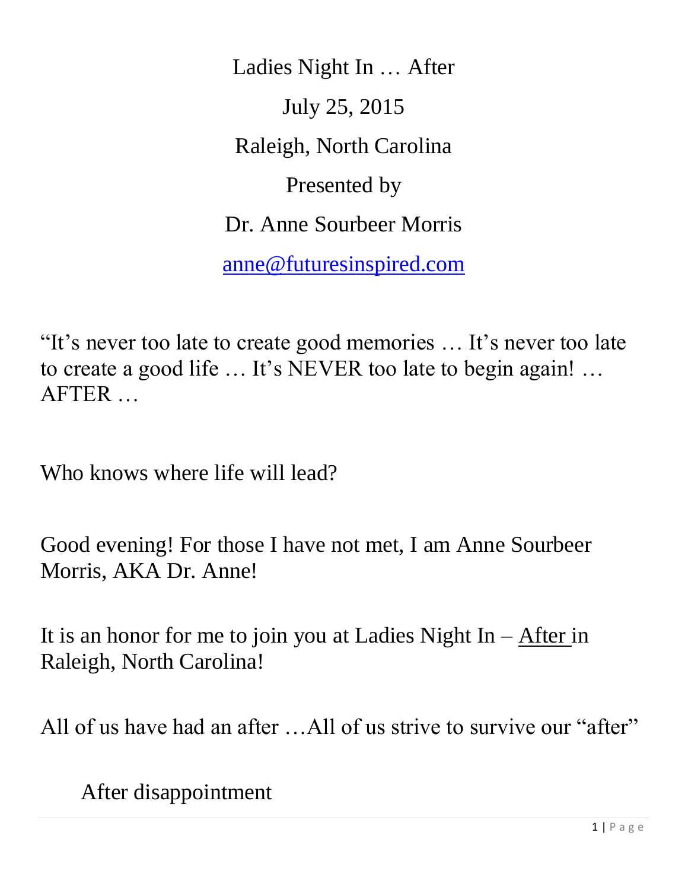Ladies Night In … After

July 25, 2015

Raleigh, North Carolina

Presented by

Dr. Anne Sourbeer Morris

anne@futuresinspired.com

"It's never too late to create good memories … It's never too late to create a good life … It's NEVER too late to begin again! … AFTER …

Who knows where life will lead?

Good evening! For those I have not met, I am Anne Sourbeer Morris, AKA Dr. Anne!

It is an honor for me to join you at Ladies Night In – <u>After</u> in Raleigh, North Carolina!

All of us have had an after …All of us strive to survive our "after"

After disappointment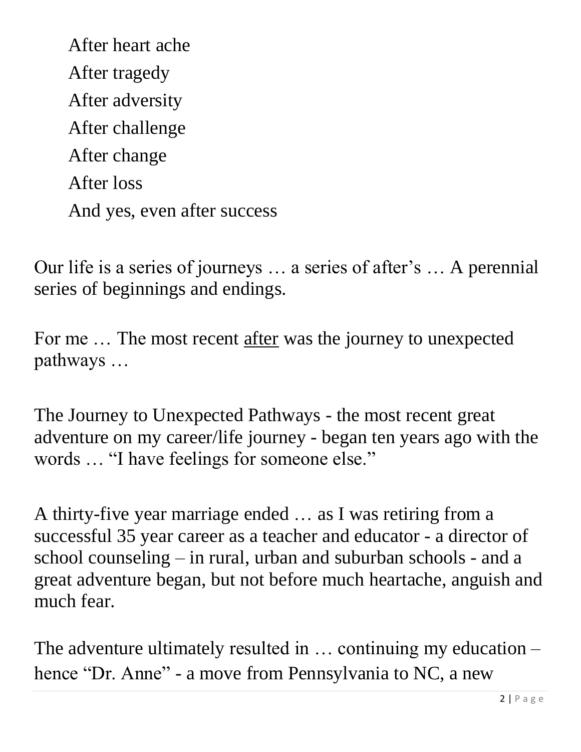After heart ache
After tragedy
After adversity
After challenge
After change
After loss
And yes, even after success

Our life is a series of journeys … a series of after's … A perennial series of beginnings and endings.

For me … The most recent <u>after</u> was the journey to unexpected pathways …

The Journey to Unexpected Pathways - the most recent great adventure on my career/life journey - began ten years ago with the words … "I have feelings for someone else."

A thirty-five year marriage ended … as I was retiring from a successful 35 year career as a teacher and educator - a director of school counseling – in rural, urban and suburban schools - and a great adventure began, but not before much heartache, anguish and much fear.

The adventure ultimately resulted in … continuing my education – hence "Dr. Anne" - a move from Pennsylvania to NC, a new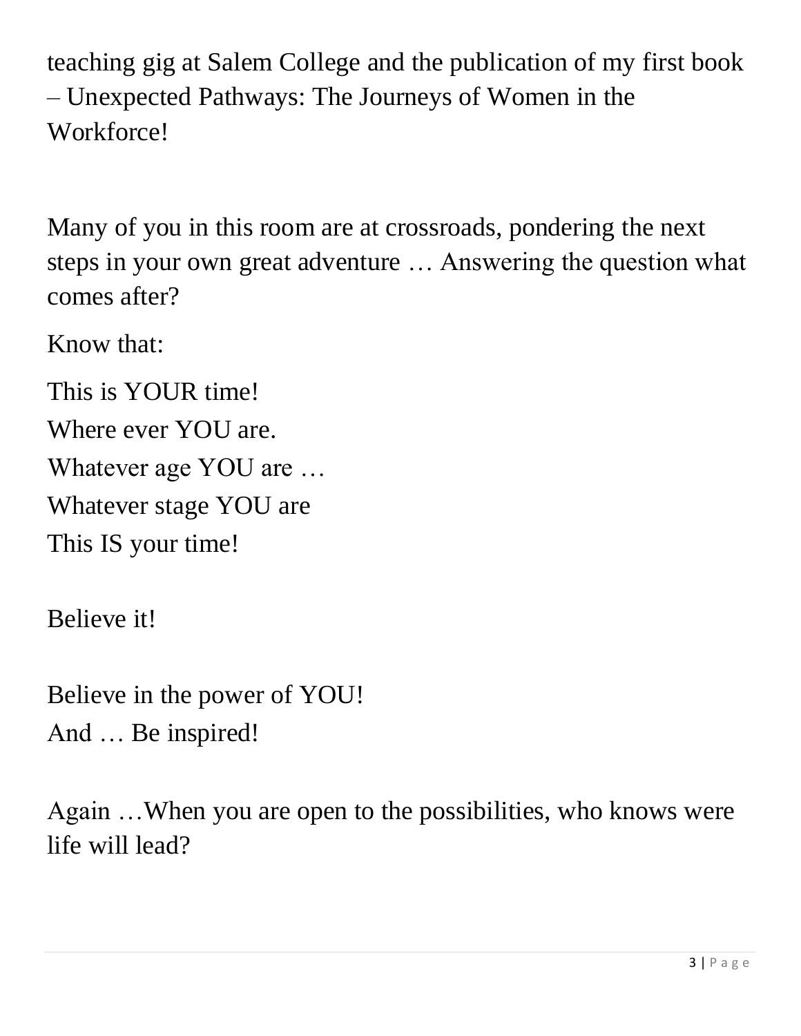teaching gig at Salem College and the publication of my first book – Unexpected Pathways: The Journeys of Women in the Workforce!

Many of you in this room are at crossroads, pondering the next steps in your own great adventure … Answering the question what comes after?

Know that:

This is YOUR time!  
Where ever YOU are.  
Whatever age YOU are …  
Whatever stage YOU are  
This IS your time!

Believe it!

Believe in the power of YOU!  
And … Be inspired!

Again …When you are open to the possibilities, who knows were life will lead?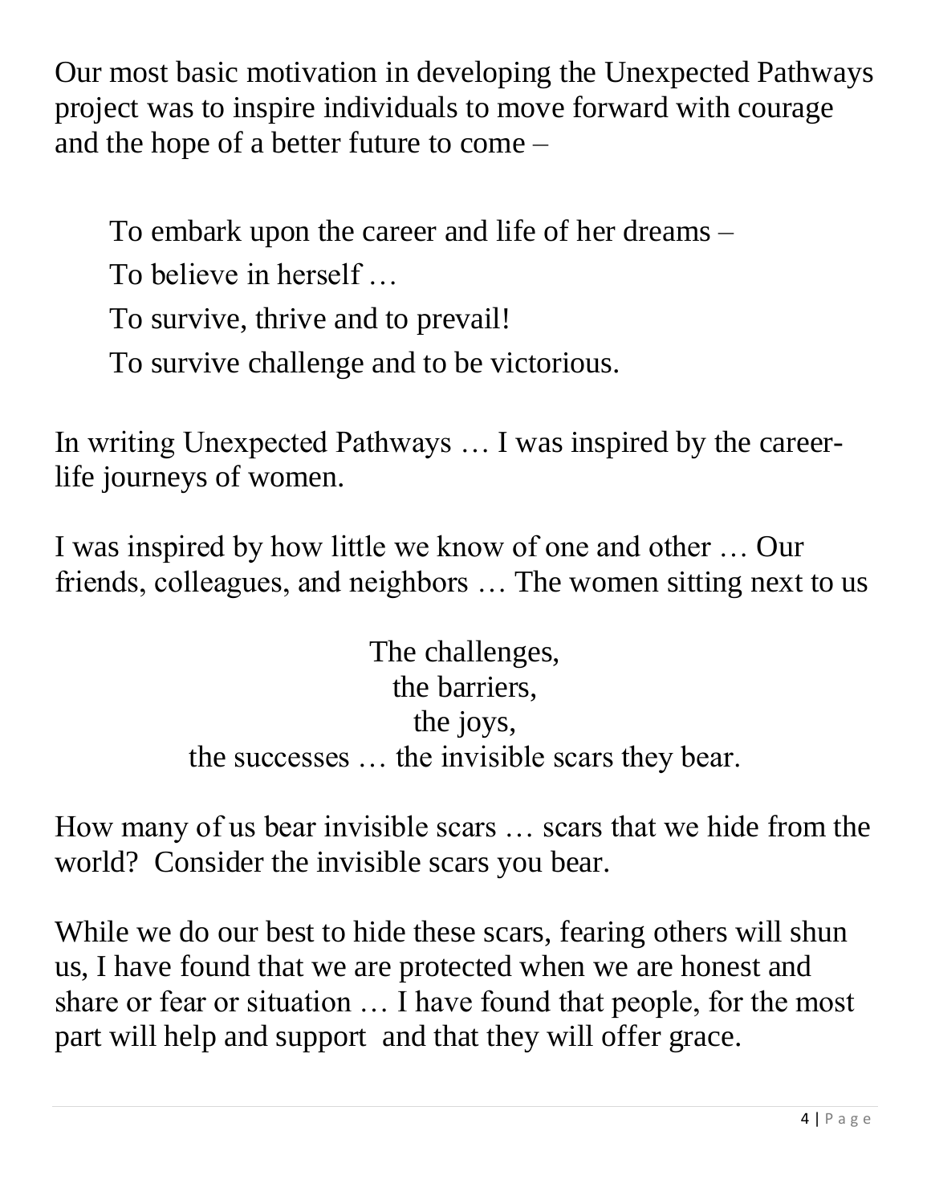Our most basic motivation in developing the Unexpected Pathways project was to inspire individuals to move forward with courage and the hope of a better future to come –

To embark upon the career and life of her dreams –  
To believe in herself …  
To survive, thrive and to prevail!  
To survive challenge and to be victorious.

In writing Unexpected Pathways … I was inspired by the career-life journeys of women.

I was inspired by how little we know of one and other … Our friends, colleagues, and neighbors … The women sitting next to us

The challenges,  
the barriers,  
the joys,  
the successes … the invisible scars they bear.

How many of us bear invisible scars … scars that we hide from the world? Consider the invisible scars you bear.

While we do our best to hide these scars, fearing others will shun us, I have found that we are protected when we are honest and share or fear or situation … I have found that people, for the most part will help and support and that they will offer grace.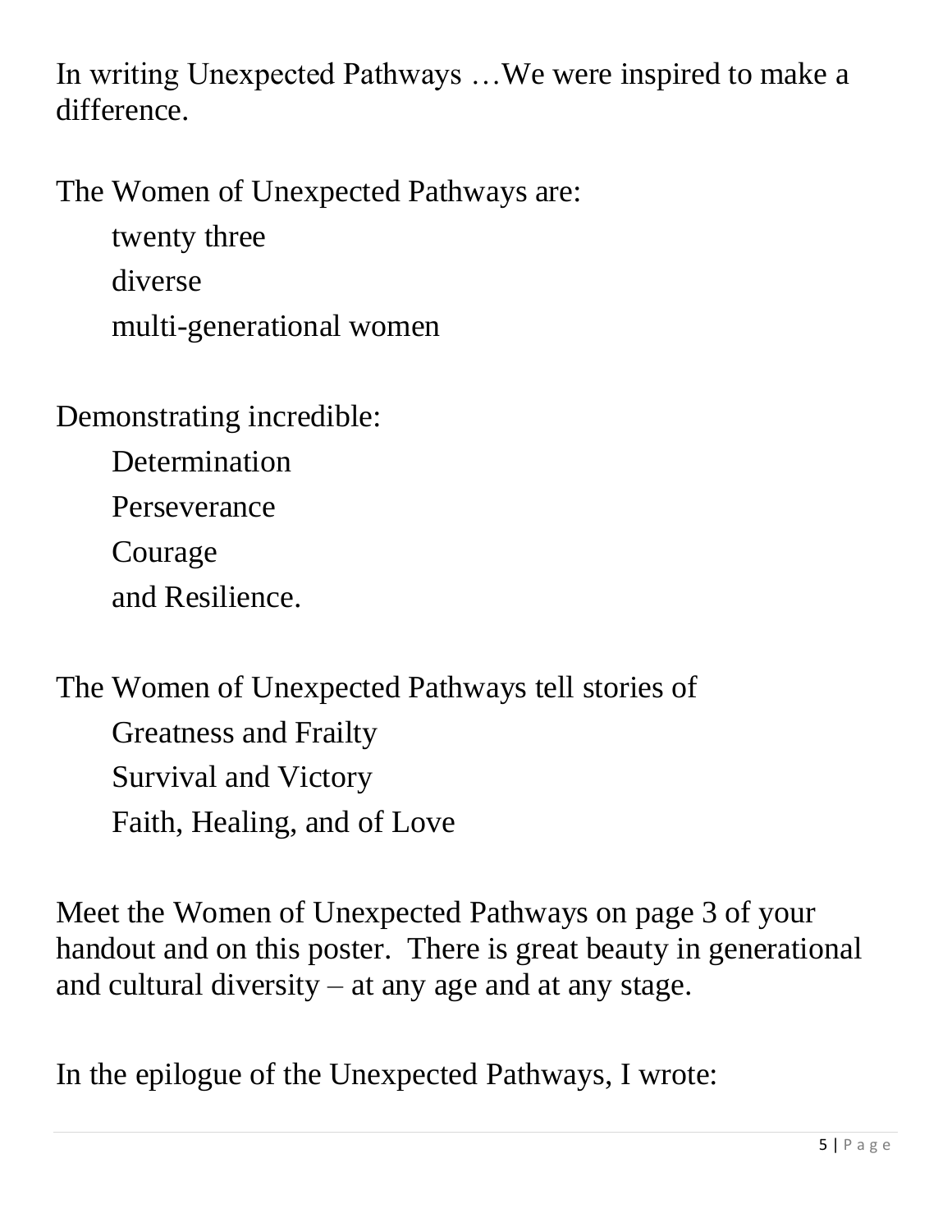In writing Unexpected Pathways …We were inspired to make a difference.

The Women of Unexpected Pathways are:

twenty three
diverse
multi-generational women

Demonstrating incredible:

Determination
Perseverance
Courage
and Resilience.

The Women of Unexpected Pathways tell stories of

Greatness and Frailty
Survival and Victory
Faith, Healing, and of Love

Meet the Women of Unexpected Pathways on page 3 of your handout and on this poster. There is great beauty in generational and cultural diversity – at any age and at any stage.

In the epilogue of the Unexpected Pathways, I wrote: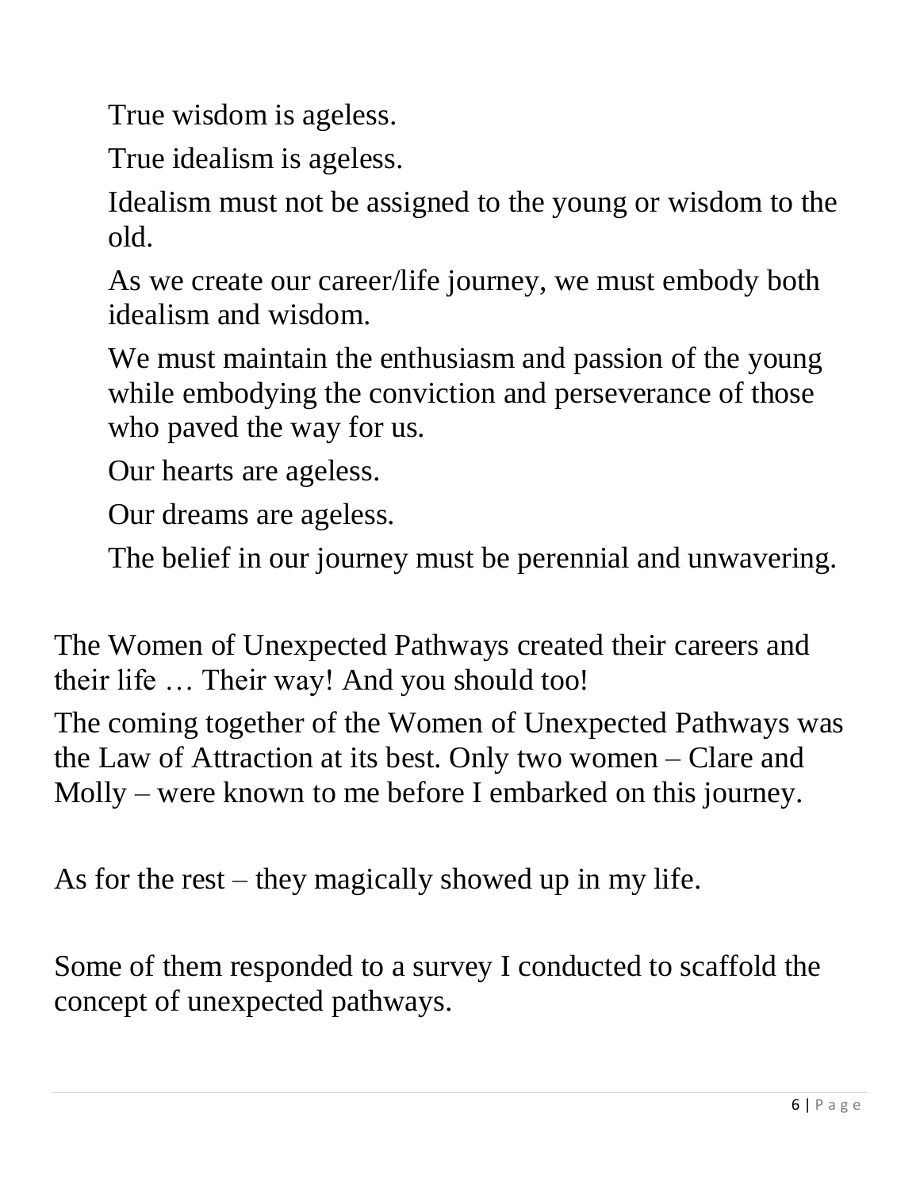True wisdom is ageless.

True idealism is ageless.

Idealism must not be assigned to the young or wisdom to the old.

As we create our career/life journey, we must embody both idealism and wisdom.

We must maintain the enthusiasm and passion of the young while embodying the conviction and perseverance of those who paved the way for us.

Our hearts are ageless.

Our dreams are ageless.

The belief in our journey must be perennial and unwavering.

The Women of Unexpected Pathways created their careers and their life … Their way! And you should too!

The coming together of the Women of Unexpected Pathways was the Law of Attraction at its best. Only two women – Clare and Molly – were known to me before I embarked on this journey.

As for the rest – they magically showed up in my life.

Some of them responded to a survey I conducted to scaffold the concept of unexpected pathways.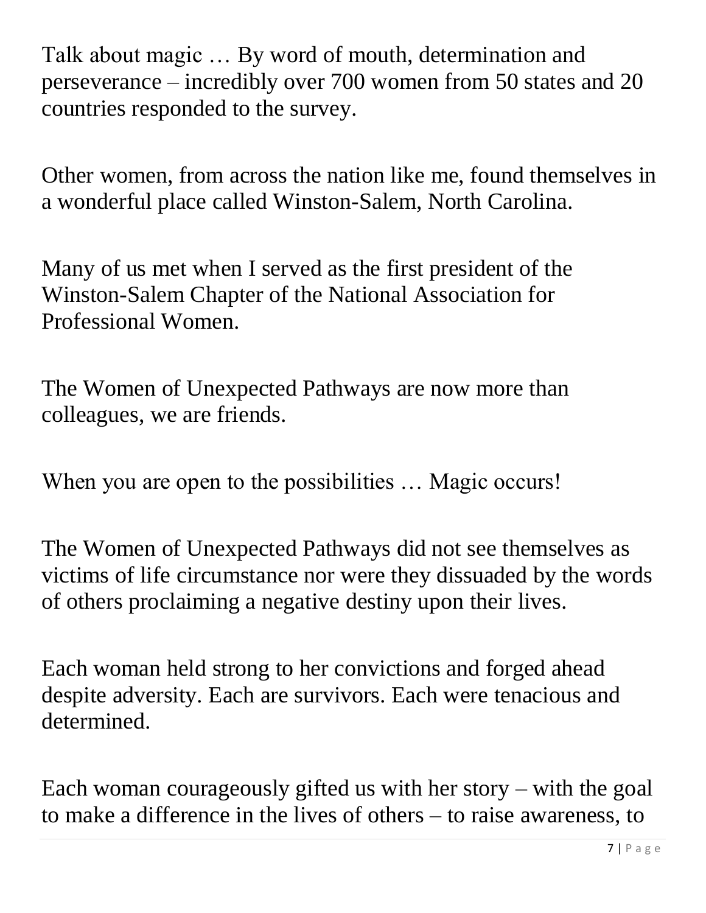Talk about magic … By word of mouth, determination and perseverance – incredibly over 700 women from 50 states and 20 countries responded to the survey.

Other women, from across the nation like me, found themselves in a wonderful place called Winston-Salem, North Carolina.

Many of us met when I served as the first president of the Winston-Salem Chapter of the National Association for Professional Women.

The Women of Unexpected Pathways are now more than colleagues, we are friends.

When you are open to the possibilities … Magic occurs!

The Women of Unexpected Pathways did not see themselves as victims of life circumstance nor were they dissuaded by the words of others proclaiming a negative destiny upon their lives.

Each woman held strong to her convictions and forged ahead despite adversity. Each are survivors. Each were tenacious and determined.

Each woman courageously gifted us with her story – with the goal to make a difference in the lives of others – to raise awareness, to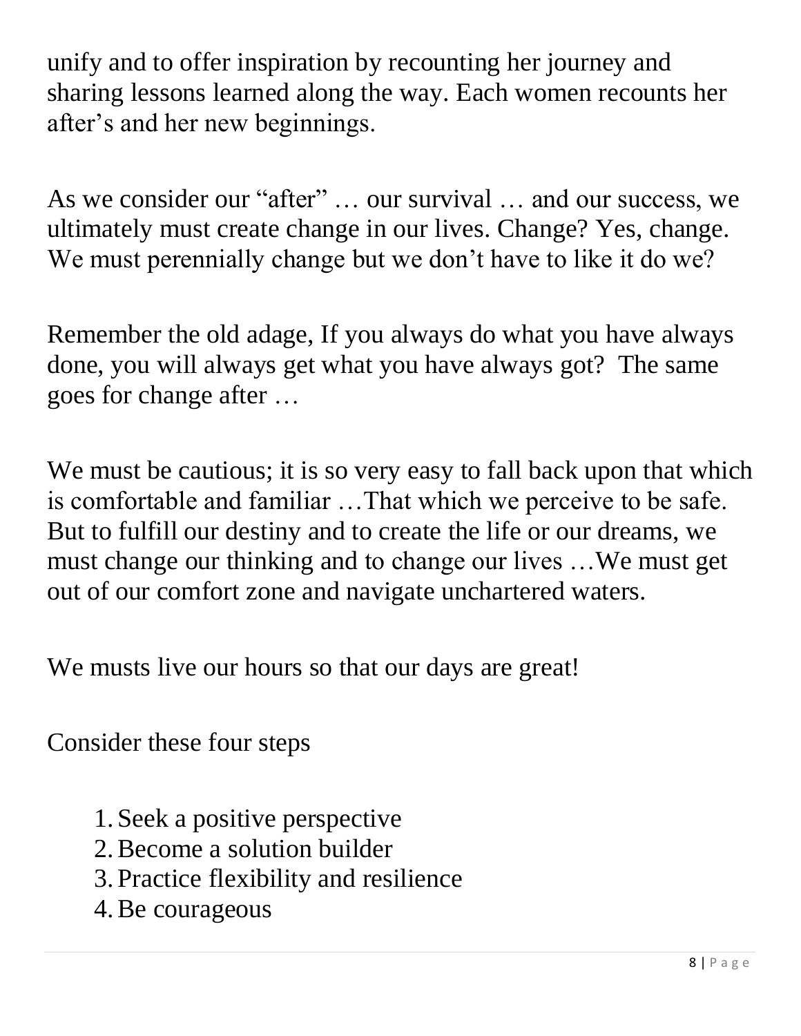unify and to offer inspiration by recounting her journey and sharing lessons learned along the way. Each women recounts her after's and her new beginnings.

As we consider our "after" … our survival … and our success, we ultimately must create change in our lives. Change? Yes, change. We must perennially change but we don't have to like it do we?

Remember the old adage, If you always do what you have always done, you will always get what you have always got? The same goes for change after …

We must be cautious; it is so very easy to fall back upon that which is comfortable and familiar …That which we perceive to be safe. But to fulfill our destiny and to create the life or our dreams, we must change our thinking and to change our lives …We must get out of our comfort zone and navigate unchartered waters.

We musts live our hours so that our days are great!

Consider these four steps

1. Seek a positive perspective
2. Become a solution builder
3. Practice flexibility and resilience
4. Be courageous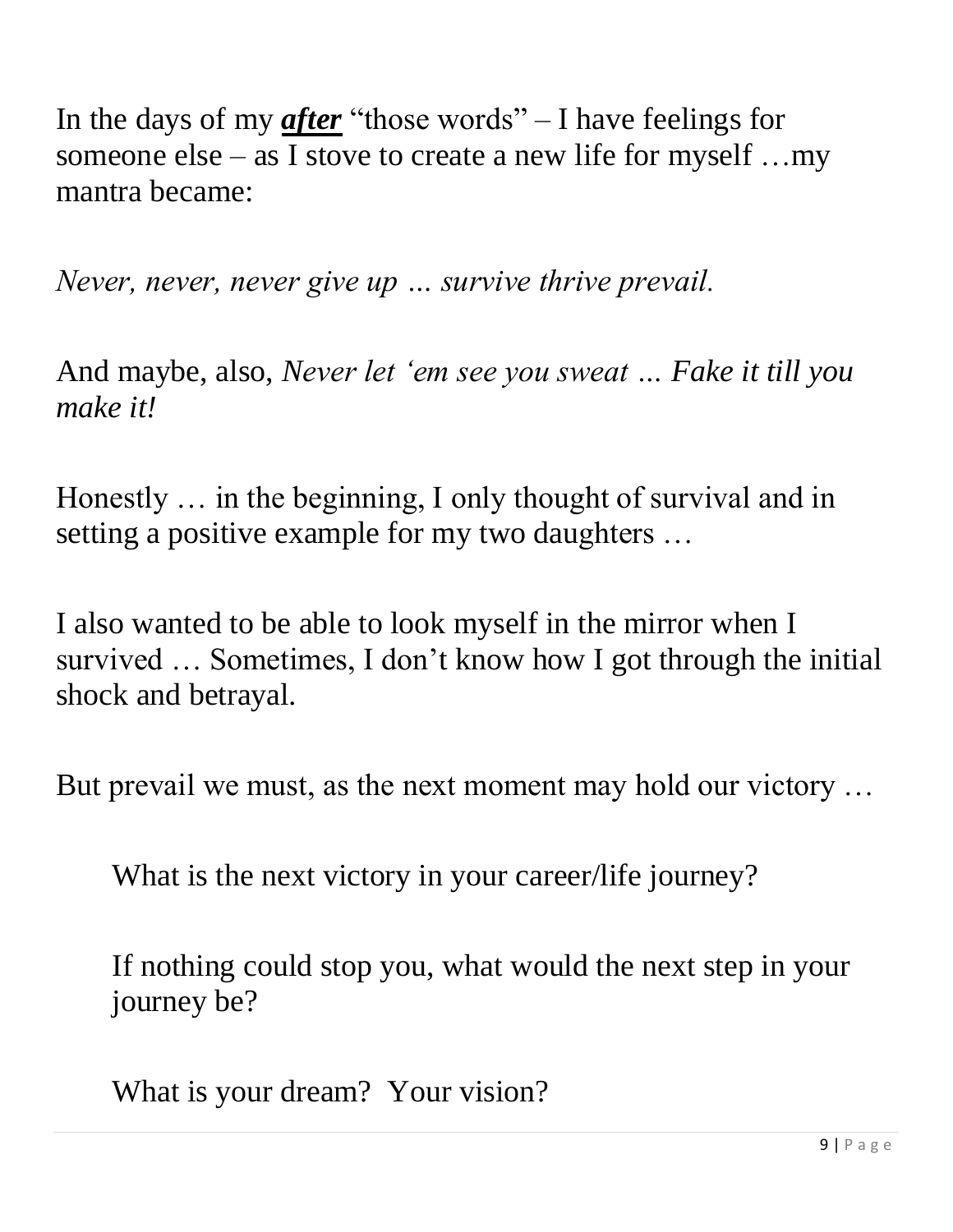In the days of my ***after*** "those words" – I have feelings for someone else – as I stove to create a new life for myself …my mantra became:

*Never, never, never give up … survive thrive prevail.*

And maybe, also, *Never let 'em see you sweat … Fake it till you make it!*

Honestly … in the beginning, I only thought of survival and in setting a positive example for my two daughters …

I also wanted to be able to look myself in the mirror when I survived … Sometimes, I don't know how I got through the initial shock and betrayal.

But prevail we must, as the next moment may hold our victory …

> What is the next victory in your career/life journey?
>
> If nothing could stop you, what would the next step in your journey be?
>
> What is your dream? Your vision?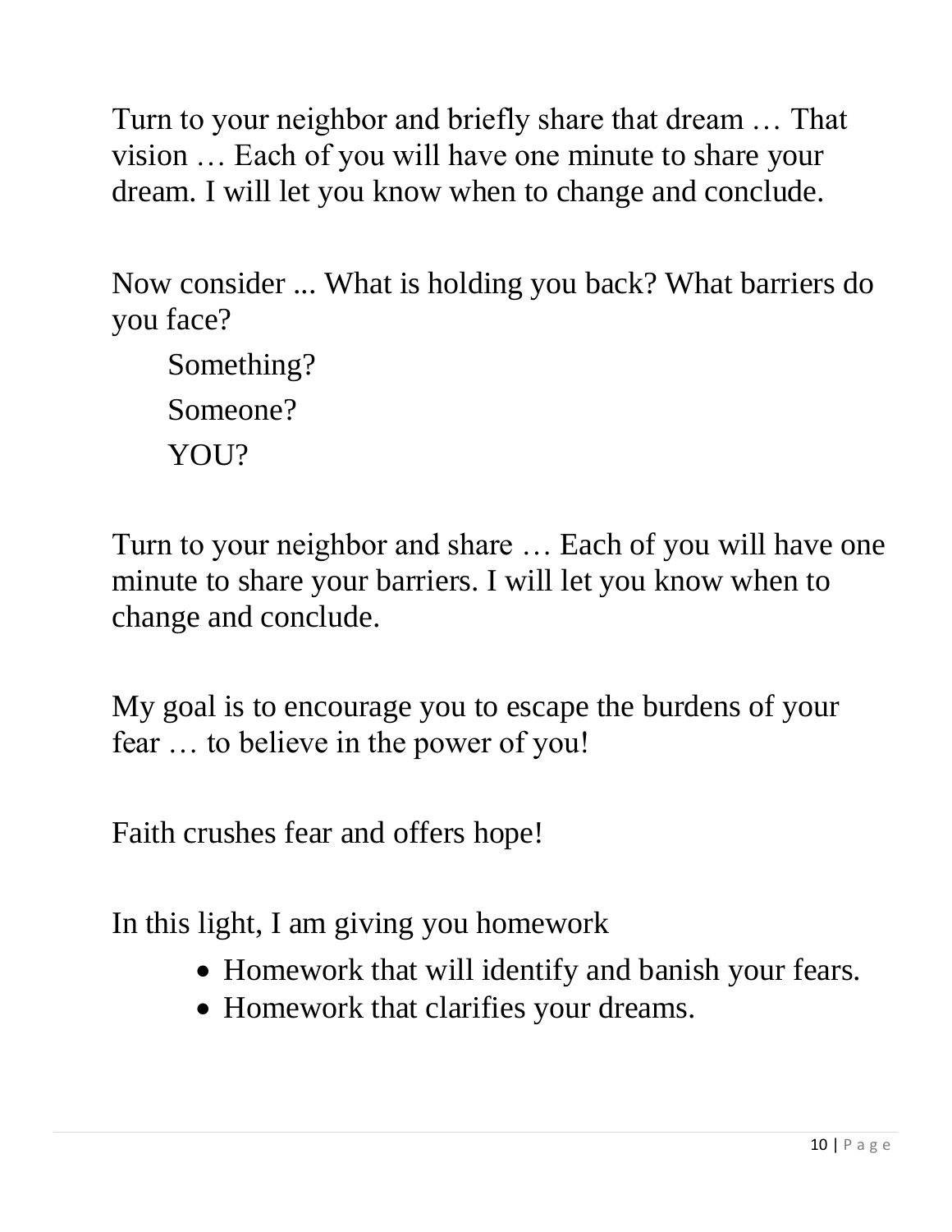Turn to your neighbor and briefly share that dream … That vision … Each of you will have one minute to share your dream. I will let you know when to change and conclude.

Now consider ... What is holding you back? What barriers do you face?

Something?

Someone?

YOU?

Turn to your neighbor and share … Each of you will have one minute to share your barriers. I will let you know when to change and conclude.

My goal is to encourage you to escape the burdens of your fear … to believe in the power of you!

Faith crushes fear and offers hope!

In this light, I am giving you homework

- Homework that will identify and banish your fears.
- Homework that clarifies your dreams.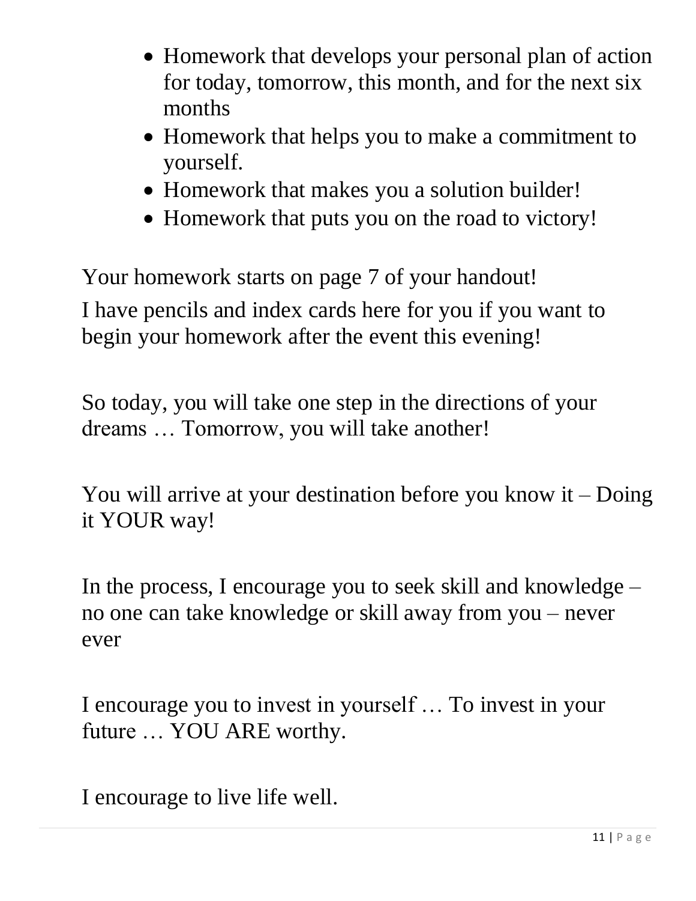- Homework that develops your personal plan of action for today, tomorrow, this month, and for the next six months
- Homework that helps you to make a commitment to yourself.
- Homework that makes you a solution builder!
- Homework that puts you on the road to victory!

Your homework starts on page 7 of your handout!

I have pencils and index cards here for you if you want to begin your homework after the event this evening!

So today, you will take one step in the directions of your dreams … Tomorrow, you will take another!

You will arrive at your destination before you know it – Doing it YOUR way!

In the process, I encourage you to seek skill and knowledge – no one can take knowledge or skill away from you – never ever

I encourage you to invest in yourself … To invest in your future … YOU ARE worthy.

I encourage to live life well.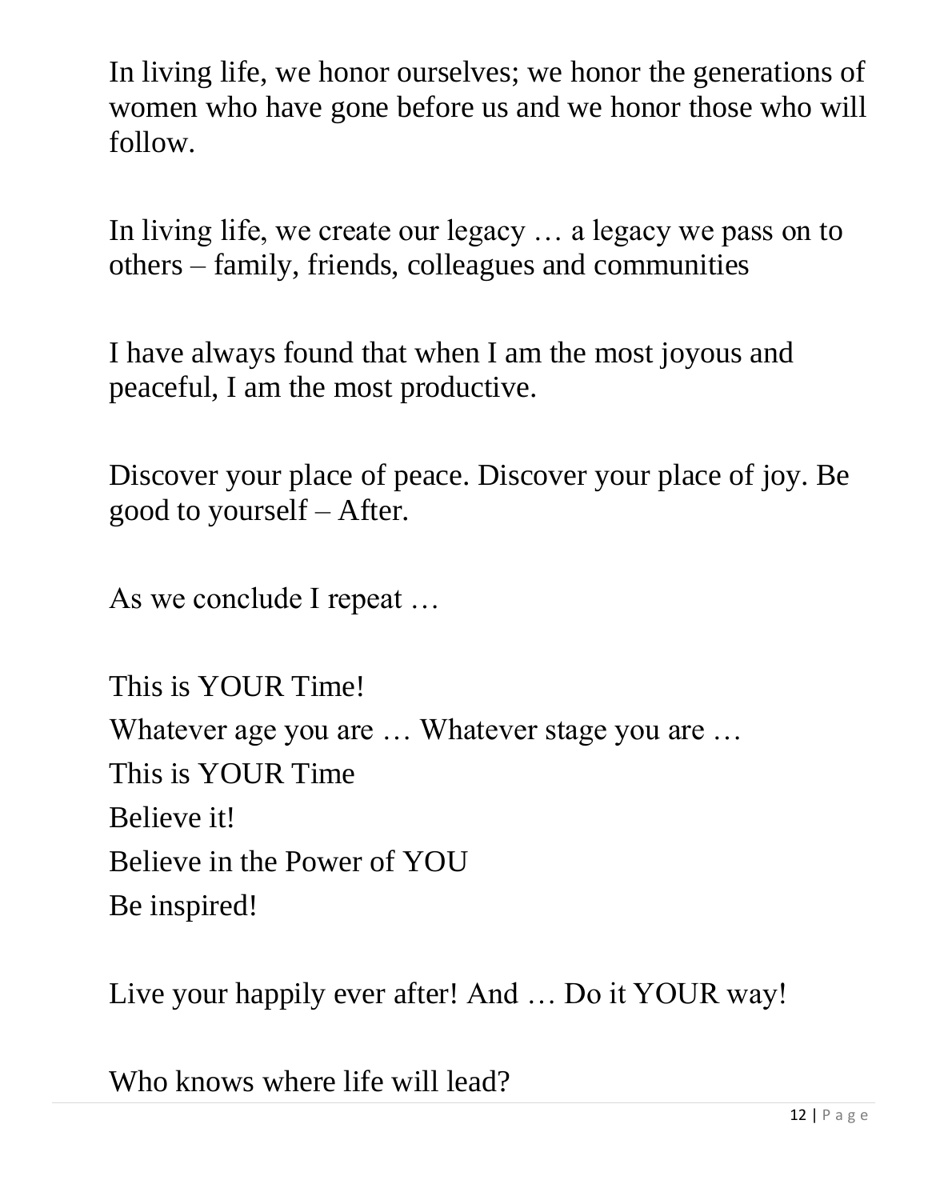In living life, we honor ourselves; we honor the generations of women who have gone before us and we honor those who will follow.

In living life, we create our legacy … a legacy we pass on to others – family, friends, colleagues and communities

I have always found that when I am the most joyous and peaceful, I am the most productive.

Discover your place of peace. Discover your place of joy. Be good to yourself – After.

As we conclude I repeat …

This is YOUR Time!  
Whatever age you are … Whatever stage you are …  
This is YOUR Time  
Believe it!  
Believe in the Power of YOU  
Be inspired!

Live your happily ever after! And … Do it YOUR way!

Who knows where life will lead?